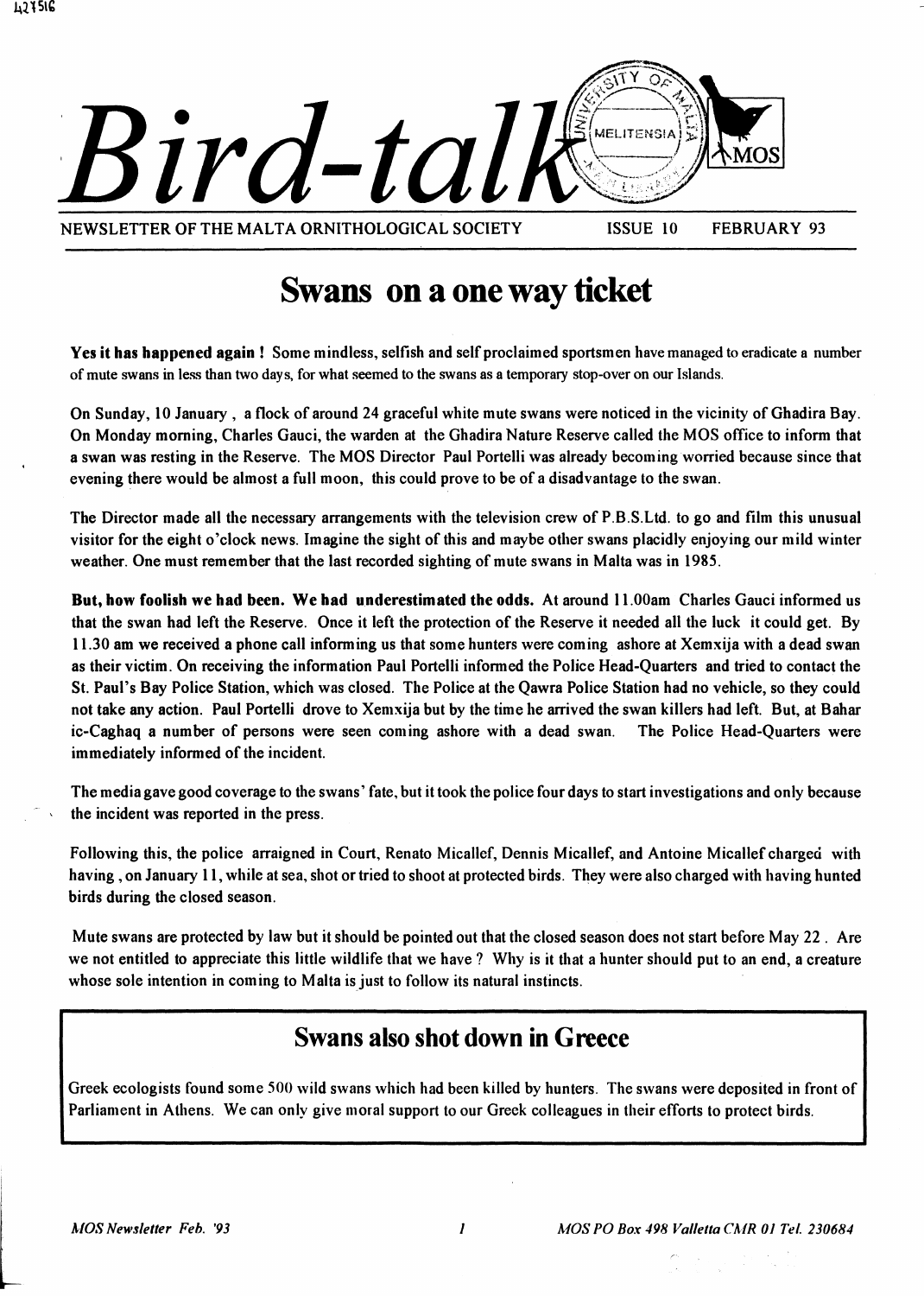# Bird-talk

NEWSLETTER OF THE MALTA ORNITHOLOGICAL SOCIETY ISSUE 10 FEBRUARY 93

## Swans on a one way ticket

**Yes it has happened again !** Some mindless, selfish and self proclaimed sportsmen have managed to eradicate a number of mute swans in less than two days, for what seemed to the swans as a temporary stop-over on our Islands.

On Sunday, 10 January , a flock of around 24 graceful white mute swans were noticed in the vicinity of Ghadira Bay. On Monday morning, Charles Gauci, the warden at the Ghadira Nature Reserve called the MOS office to inform that a swan was resting in the Reserve. The MOS Director Paul Portelli was already becoming worried because since that evening there would be almost a full moon, this could prove to be of a disadvantage to the swan.

The Director made all the necessary arrangements with the television crew of P.B.S.Ltd. to go and film this unusual visitor for the eight o'clock news. Imagine the sight of this and maybe other swans placidly enjoying our mild winter weather. One must remember that the last recorded sighting of mute swans in Malta was in 1985.

**But, how foolish we had been. We had underestimated the odds.** At around 11.00am Charles Gauci informed us that the swan had left the Reserve. Once it left the protection of the Reserve it needed all the luck it could get. By 11.30 am we received a phone call informing us that some hunters were coming ashore at Xemxija with a dead swan as their victim. On receiving the information Paul Portelli informed the Police Head-Quarters and tried to contact the St. Paul's Bay Police Station, which was closed. The Police at the Qawra Police Station had no vehicle, so they could not take any action. Paul Portelli drove to Xemxija but by the time he arrived the swan killers had left. But, at Bahar ic-Caghaq a number of persons were seen coming ashore with a dead swan. The Police Head-Quarters were immediately informed of the incident.

The media gave good coverage to the swans' fate, but it took the police four days to start investigations and only because the incident was reported in the press.

Following this, the police arraigned in Court, Renato Micallef, Dennis Micallef, and Antoine Micallef charged with having , on January 11, while at sea, shot or tried to shoot at protected birds. They were also charged with having hunted birds during the closed season.

Mute swans are protected by law but it should be pointed out that the closed season does not start before May 22 . Are we not entitled to appreciate this little wildlife that we have ? Why is it that a hunter should put to an end, a creature whose sole intention in coming to Malta is just to follow its natural instincts.

## Swans also shot down in Greece

Greek ecologists found some 500 wild swans which had been killed by hunters. The swans were deposited in front of Parliament in Athens. We can only give moral support to our Greek colleagues in their efforts to protect birds.

*MOS Newsletter Feb. '93* *MOS PO Box 498 Valletta CMR 01 Tel. 230684*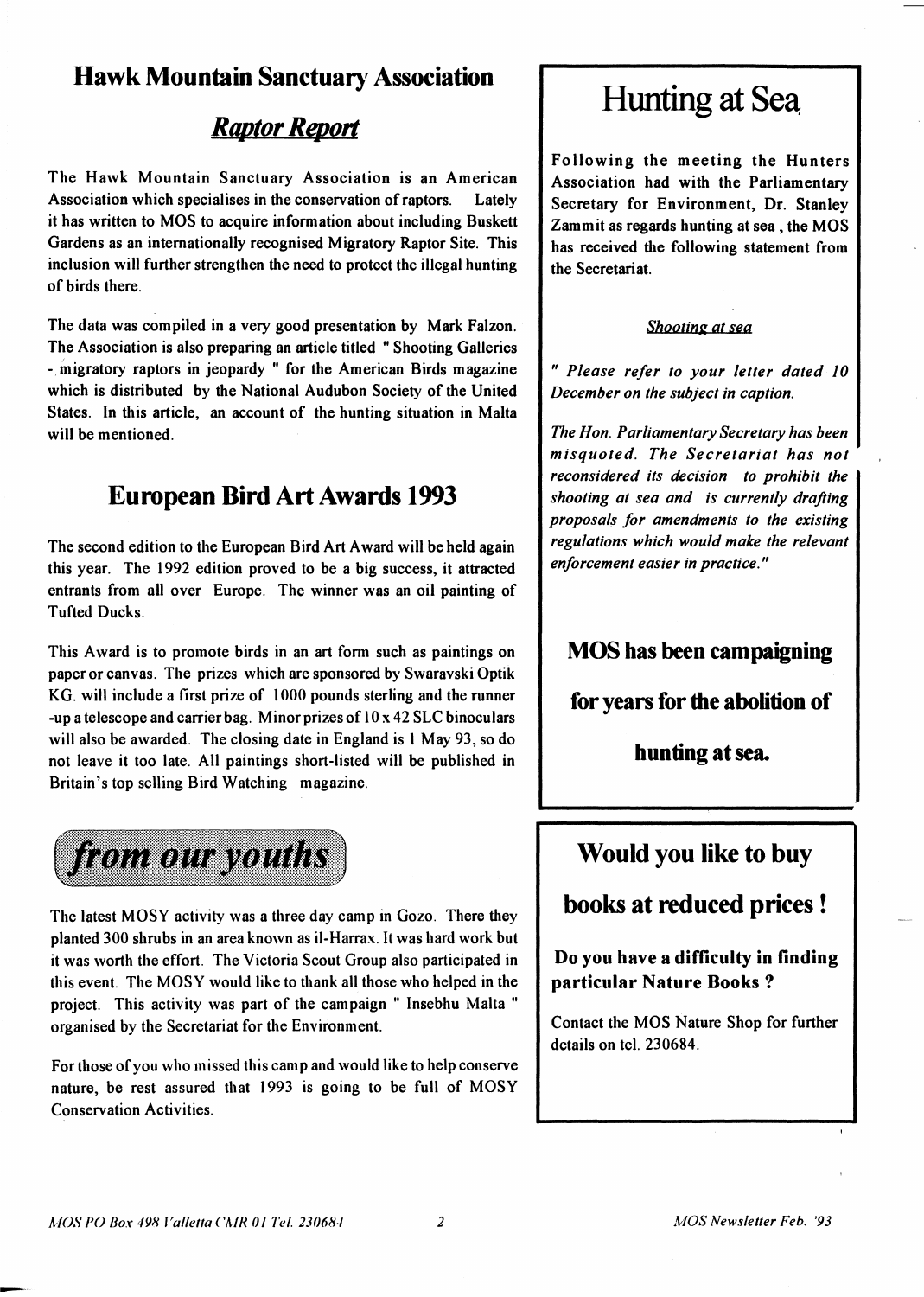## Hawk Mountain Sanctuary Association

### *Raptor Report*

The Hawk Mountain Sanctuary Association is an American Association which specialises in the conservation of raptors. Lately it has written to MOS to acquire information about including Buskett Gardens as an internationally recognised Migratory Raptor Site. This inclusion will further strengthen the need to protect the illegal hunting of birds there.

The data was compiled in a very good presentation by Mark Falzon. The Association is also preparing an article titled " Shooting Galleries - migratory raptors in jeopardy " for the American Birds magazine which is distributed by the National Audubon Society of the United States. In this article, an account of the hunting situation in Malta will be mentioned.

## European Bird Art Awards 1993

The second edition to the European Bird Art Award will be held again this year. The 1992 edition proved to be a big success, it attracted entrants from all over Europe. The winner was an oil painting of Tufted Ducks.

This Award is to promote birds in an art form such as paintings on paper or canvas. The prizes which are sponsored by Swaravski Optik KG. will include a first prize of 1000 pounds sterling and the runner -up a telescope and carrier bag. Minor prizes of 10 x 42 SLC binoculars will also be awarded. The closing date in England is 1 May 93, so do not leave it too late. All paintings short-listed will be published in Britain's top selling Bird Watching magazine.

## *from our youths*

The latest MOSY activity was a three day camp in Gozo. There they planted 300 shrubs in an area known as il-Harrax. It was hard work but it was worth the effort. The Victoria Scout Group also participated in this event. The MOSY would like to thank all those who helped in the project. This activity was part of the campaign " Insebhu Malta " organised by the Secretariat for the Environment.

For those of you who missed this camp and would like to help conserve nature, be rest assured that 1993 is going to be full of MOSY Conservation Activities.

# Hunting at Sea

**Following the meeting the Hunters Association had with the Parliamentary Secretary for Environment, Dr. Stanley Zammit as regards hunting at sea , the MOS has received the following statement from the Secretariat.**

*Shooting at sea*

*" Please refer to your letter dated 10 December on the subject in caption.*

*The Hon. Parliamentary Secretary has been misquoted. The Secretariat has not reconsidered its decision to prohibit the shooting at sea and is currently drafting proposals for amendments to the existing regulations which would make the relevant enforcement easier in practice."*

**MOS has been campaigning for years for the abolition of hunting at sea.**

## Would you like to buy books at reduced prices !

**Do you have a difficulty in finding particular Nature Books ?**

Contact the MOS Nature Shop for further details on tel. 230684.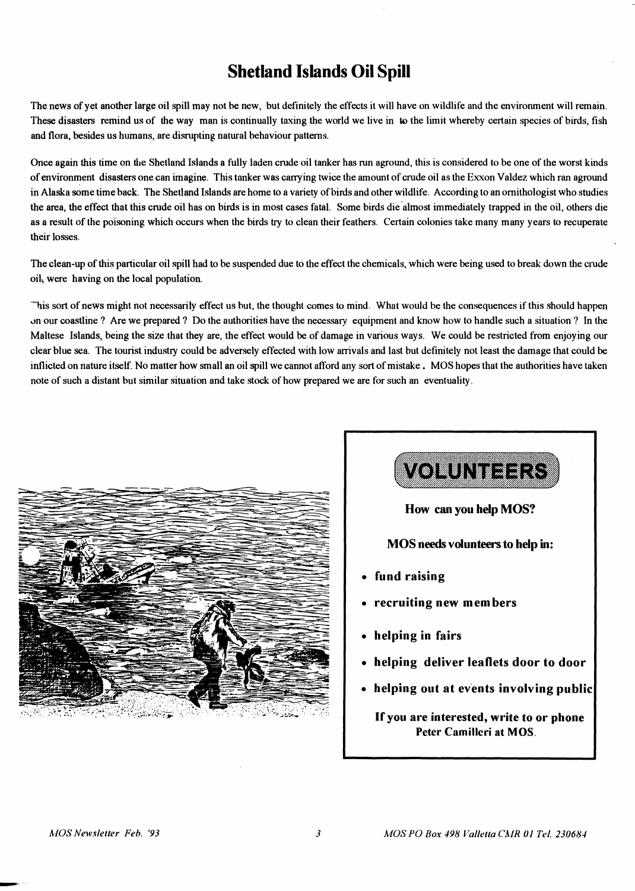# Shetland Islands Oil Spill

The news of yet another large oil spill may not be new, but definitely the effects it will have on wildlife and the environment will remain. These disasters remind us of the way man is continually taxing the world we live in to the limit whereby certain species of birds, fish and flora, besides us humans, are disrupting natural behaviour patterns.

Once again this time on the Shetland Islands a fully laden crude oil tanker has run aground, this is considered to be one of the worst kinds of environment disasters one can imagine. This tanker was carrying twice the amount of crude oil as the Exxon Valdez which ran aground in Alaska some time back. The Shetland Islands are home to a variety of birds and other wildlife. According to an ornithologist who studies the area, the effect that this crude oil has on birds is in most cases fatal. Some birds die almost immediately trapped in the oil, others die as a result of the poisoning which occurs when the birds try to clean their feathers. Certain colonies take many many years to recuperate their losses.

The clean-up of this particular oil spill had to be suspended due to the effect the chemicals, which were being used to break down the crude oil, were having on the local population.

This sort of news might not necessarily effect us but, the thought comes to mind. What would be the consequences if this should happen on our coastline ? Are we prepared ? Do the authorities have the necessary equipment and know how to handle such a situation ? In the Maltese Islands, being the size that they are, the effect would be of damage in various ways. We could be restricted from enjoying our clear blue sea. The tourist industry could be adversely effected with low arrivals and last but definitely not least the damage that could be inflicted on nature itself. No matter how small an oil spill we cannot afford any sort of mistake. MOS hopes that the authorities have taken note of such a distant but similar situation and take stock of how prepared we are for such an eventuality.

## VOLUNTEERS

**How can you help MOS?**

**MOS needs volunteers to help in:**

- **fund raising**
- **recruiting new members**
- **helping in fairs**
- **helping deliver leaflets door to door**
- **helping out at events involving public**

**If you are interested, write to or phone Peter Camilleri at MOS.**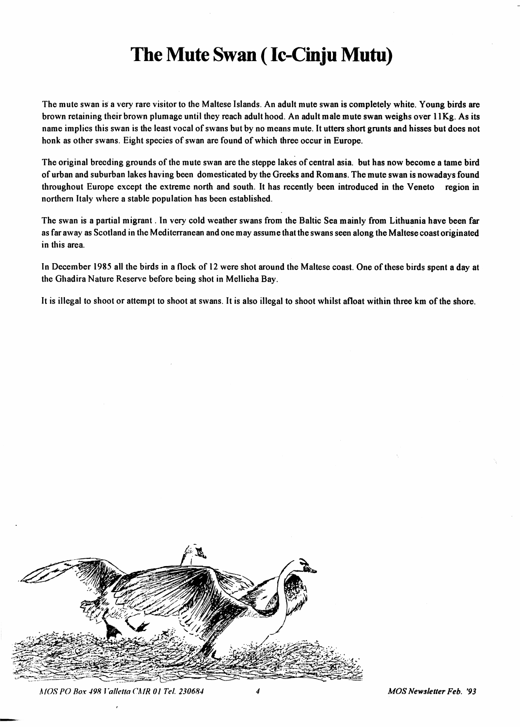# The Mute Swan ( Ic-Cinju Mutu)

The mute swan is a very rare visitor to the Maltese Islands. An adult mute swan is completely white. Young birds are brown retaining their brown plumage until they reach adult hood. An adult male mute swan weighs over 11Kg. As its name implies this swan is the least vocal of swans but by no means mute. It utters short grunts and hisses but does not honk as other swans. Eight species of swan are found of which three occur in Europe.

The original breeding grounds of the mute swan are the steppe lakes of central asia. but has now become a tame bird of urban and suburban lakes having been domesticated by the Greeks and Romans. The mute swan is nowadays found throughout Europe except the extreme north and south. It has recently been introduced in the Veneto region in northern Italy where a stable population has been established.

The swan is a partial migrant . In very cold weather swans from the Baltic Sea mainly from Lithuania have been far as far away as Scotland in the Mediterranean and one may assume that the swans seen along the Maltese coast originated in this area.

In December 1985 all the birds in a flock of 12 were shot around the Maltese coast. One of these birds spent a day at the Ghadira Nature Reserve before being shot in Mellieha Bay.

It is illegal to shoot or attempt to shoot at swans. It is also illegal to shoot whilst afloat within three km of the shore.

MOS PO Box 498 Valletta CMR 01 Tel. 230684